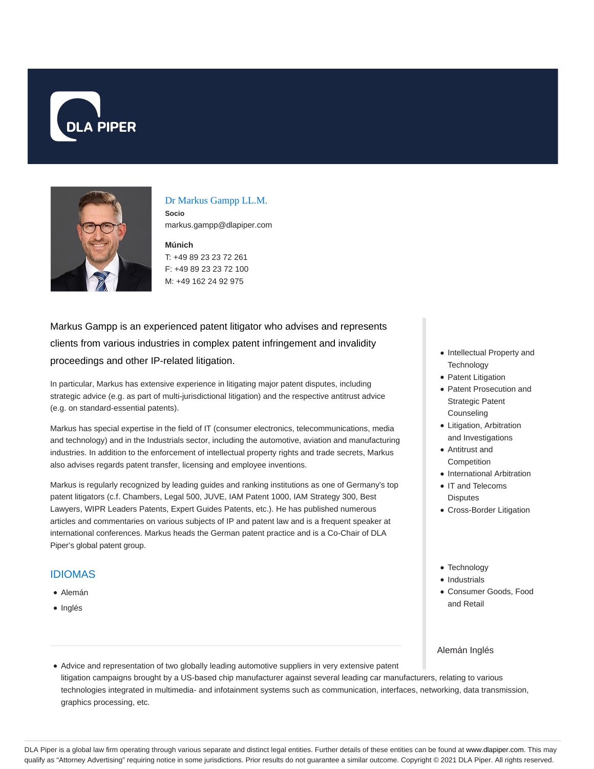DLA PIPER

## Dr Markus Gampp LL.M.

**Socio**

markus.gampp@dlapiper.com

**Múnich**

T: +49 89 23 23 72 261

F: +49 89 23 23 72 100

M: +49 162 24 92 975

Markus Gampp is an experienced patent litigator who advises and represents clients from various industries in complex patent infringement and invalidity proceedings and other IP-related litigation.

In particular, Markus has extensive experience in litigating major patent disputes, including strategic advice (e.g. as part of multi-jurisdictional litigation) and the respective antitrust advice (e.g. on standard-essential patents).

Markus has special expertise in the field of IT (consumer electronics, telecommunications, media and technology) and in the Industrials sector, including the automotive, aviation and manufacturing industries. In addition to the enforcement of intellectual property rights and trade secrets, Markus also advises regards patent transfer, licensing and employee inventions.

Markus is regularly recognized by leading guides and ranking institutions as one of Germany's top patent litigators (c.f. Chambers, Legal 500, JUVE, IAM Patent 1000, IAM Strategy 300, Best Lawyers, WIPR Leaders Patents, Expert Guides Patents, etc.). He has published numerous articles and commentaries on various subjects of IP and patent law and is a frequent speaker at international conferences. Markus heads the German patent practice and is a Co-Chair of DLA Piper's global patent group.

- Intellectual Property and Technology
- Patent Litigation
- Patent Prosecution and Strategic Patent Counseling
- Litigation, Arbitration and Investigations
- Antitrust and Competition
- International Arbitration
- IT and Telecoms Disputes
- Cross-Border Litigation

- Technology
- Industrials
- Consumer Goods, Food and Retail

## IDIOMAS

- Alemán
- Inglés

Alemán Inglés

- Advice and representation of two globally leading automotive suppliers in very extensive patent litigation campaigns brought by a US-based chip manufacturer against several leading car manufacturers, relating to various technologies integrated in multimedia- and infotainment systems such as communication, interfaces, networking, data transmission, graphics processing, etc.

DLA Piper is a global law firm operating through various separate and distinct legal entities. Further details of these entities can be found at www.dlapiper.com. This may qualify as "Attorney Advertising" requiring notice in some jurisdictions. Prior results do not guarantee a similar outcome. Copyright © 2021 DLA Piper. All rights reserved.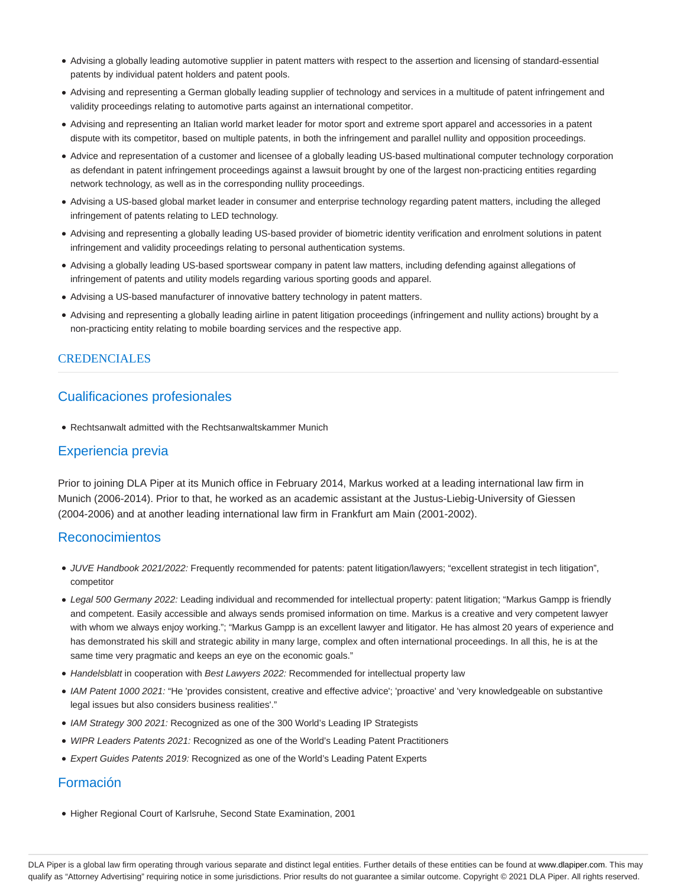- Advising a globally leading automotive supplier in patent matters with respect to the assertion and licensing of standard-essential patents by individual patent holders and patent pools.
- Advising and representing a German globally leading supplier of technology and services in a multitude of patent infringement and validity proceedings relating to automotive parts against an international competitor.
- Advising and representing an Italian world market leader for motor sport and extreme sport apparel and accessories in a patent dispute with its competitor, based on multiple patents, in both the infringement and parallel nullity and opposition proceedings.
- Advice and representation of a customer and licensee of a globally leading US-based multinational computer technology corporation as defendant in patent infringement proceedings against a lawsuit brought by one of the largest non-practicing entities regarding network technology, as well as in the corresponding nullity proceedings.
- Advising a US-based global market leader in consumer and enterprise technology regarding patent matters, including the alleged infringement of patents relating to LED technology.
- Advising and representing a globally leading US-based provider of biometric identity verification and enrolment solutions in patent infringement and validity proceedings relating to personal authentication systems.
- Advising a globally leading US-based sportswear company in patent law matters, including defending against allegations of infringement of patents and utility models regarding various sporting goods and apparel.
- Advising a US-based manufacturer of innovative battery technology in patent matters.
- Advising and representing a globally leading airline in patent litigation proceedings (infringement and nullity actions) brought by a non-practicing entity relating to mobile boarding services and the respective app.

## CREDENCIALES

### Cualificaciones profesionales

- Rechtsanwalt admitted with the Rechtsanwaltskammer Munich

### Experiencia previa

Prior to joining DLA Piper at its Munich office in February 2014, Markus worked at a leading international law firm in Munich (2006-2014). Prior to that, he worked as an academic assistant at the Justus-Liebig-University of Giessen (2004-2006) and at another leading international law firm in Frankfurt am Main (2001-2002).

### Reconocimientos

- *JUVE Handbook 2021/2022:* Frequently recommended for patents: patent litigation/lawyers; “excellent strategist in tech litigation”, competitor
- *Legal 500 Germany 2022:* Leading individual and recommended for intellectual property: patent litigation; “Markus Gampp is friendly and competent. Easily accessible and always sends promised information on time. Markus is a creative and very competent lawyer with whom we always enjoy working.”; “Markus Gampp is an excellent lawyer and litigator. He has almost 20 years of experience and has demonstrated his skill and strategic ability in many large, complex and often international proceedings. In all this, he is at the same time very pragmatic and keeps an eye on the economic goals.”
- *Handelsblatt* in cooperation with *Best Lawyers 2022:* Recommended for intellectual property law
- *IAM Patent 1000 2021:* “He 'provides consistent, creative and effective advice'; 'proactive' and 'very knowledgeable on substantive legal issues but also considers business realities'.”
- *IAM Strategy 300 2021:* Recognized as one of the 300 World’s Leading IP Strategists
- *WIPR Leaders Patents 2021:* Recognized as one of the World’s Leading Patent Practitioners
- *Expert Guides Patents 2019:* Recognized as one of the World’s Leading Patent Experts

### Formación

- Higher Regional Court of Karlsruhe, Second State Examination, 2001

DLA Piper is a global law firm operating through various separate and distinct legal entities. Further details of these entities can be found at www.dlapiper.com. This may qualify as “Attorney Advertising” requiring notice in some jurisdictions. Prior results do not guarantee a similar outcome. Copyright © 2021 DLA Piper. All rights reserved.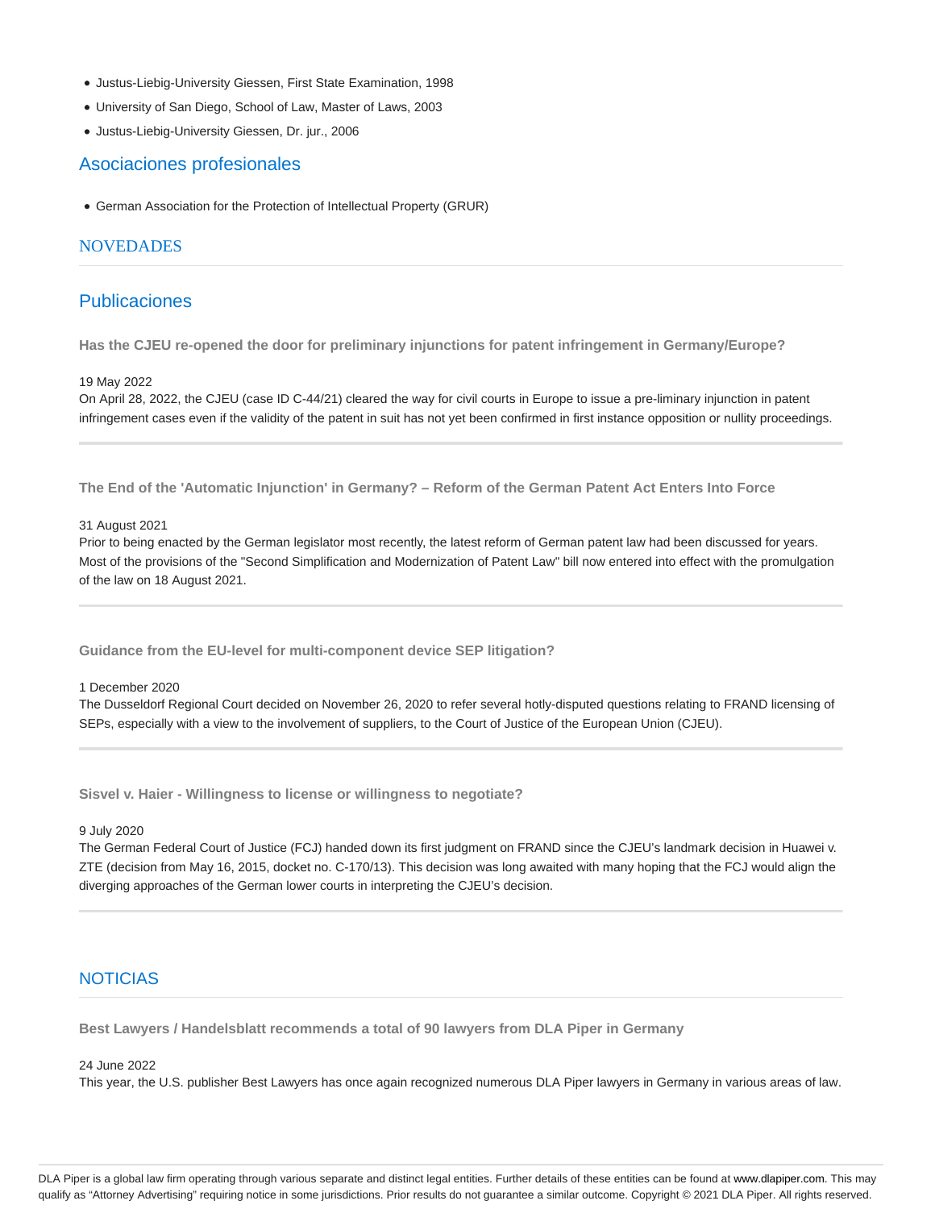- Justus-Liebig-University Giessen, First State Examination, 1998
- University of San Diego, School of Law, Master of Laws, 2003
- Justus-Liebig-University Giessen, Dr. jur., 2006

## Asociaciones profesionales

- German Association for the Protection of Intellectual Property (GRUR)

## NOVEDADES

## Publicaciones

### Has the CJEU re-opened the door for preliminary injunctions for patent infringement in Germany/Europe?

19 May 2022
On April 28, 2022, the CJEU (case ID C-44/21) cleared the way for civil courts in Europe to issue a pre-liminary injunction in patent infringement cases even if the validity of the patent in suit has not yet been confirmed in first instance opposition or nullity proceedings.

### The End of the 'Automatic Injunction' in Germany? – Reform of the German Patent Act Enters Into Force

31 August 2021
Prior to being enacted by the German legislator most recently, the latest reform of German patent law had been discussed for years. Most of the provisions of the "Second Simplification and Modernization of Patent Law" bill now entered into effect with the promulgation of the law on 18 August 2021.

### Guidance from the EU-level for multi-component device SEP litigation?

1 December 2020
The Dusseldorf Regional Court decided on November 26, 2020 to refer several hotly-disputed questions relating to FRAND licensing of SEPs, especially with a view to the involvement of suppliers, to the Court of Justice of the European Union (CJEU).

### Sisvel v. Haier - Willingness to license or willingness to negotiate?

9 July 2020
The German Federal Court of Justice (FCJ) handed down its first judgment on FRAND since the CJEU's landmark decision in Huawei v. ZTE (decision from May 16, 2015, docket no. C-170/13). This decision was long awaited with many hoping that the FCJ would align the diverging approaches of the German lower courts in interpreting the CJEU's decision.

## NOTICIAS

### Best Lawyers / Handelsblatt recommends a total of 90 lawyers from DLA Piper in Germany

24 June 2022
This year, the U.S. publisher Best Lawyers has once again recognized numerous DLA Piper lawyers in Germany in various areas of law.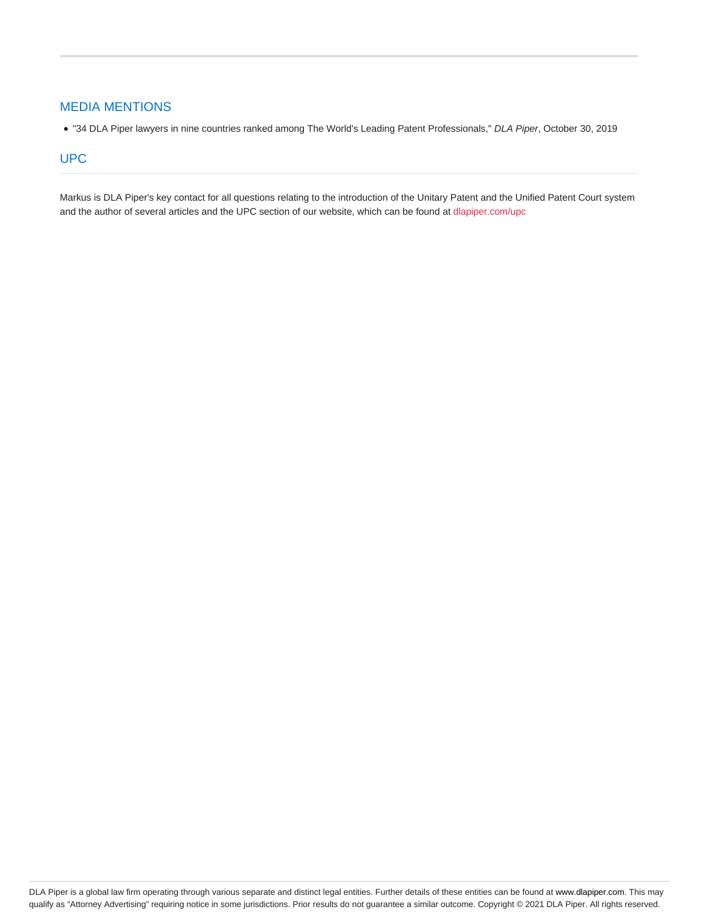## MEDIA MENTIONS

- "34 DLA Piper lawyers in nine countries ranked among The World's Leading Patent Professionals," *DLA Piper*, October 30, 2019

## UPC

Markus is DLA Piper's key contact for all questions relating to the introduction of the Unitary Patent and the Unified Patent Court system and the author of several articles and the UPC section of our website, which can be found at dlapiper.com/upc

DLA Piper is a global law firm operating through various separate and distinct legal entities. Further details of these entities can be found at www.dlapiper.com. This may qualify as "Attorney Advertising" requiring notice in some jurisdictions. Prior results do not guarantee a similar outcome. Copyright © 2021 DLA Piper. All rights reserved.